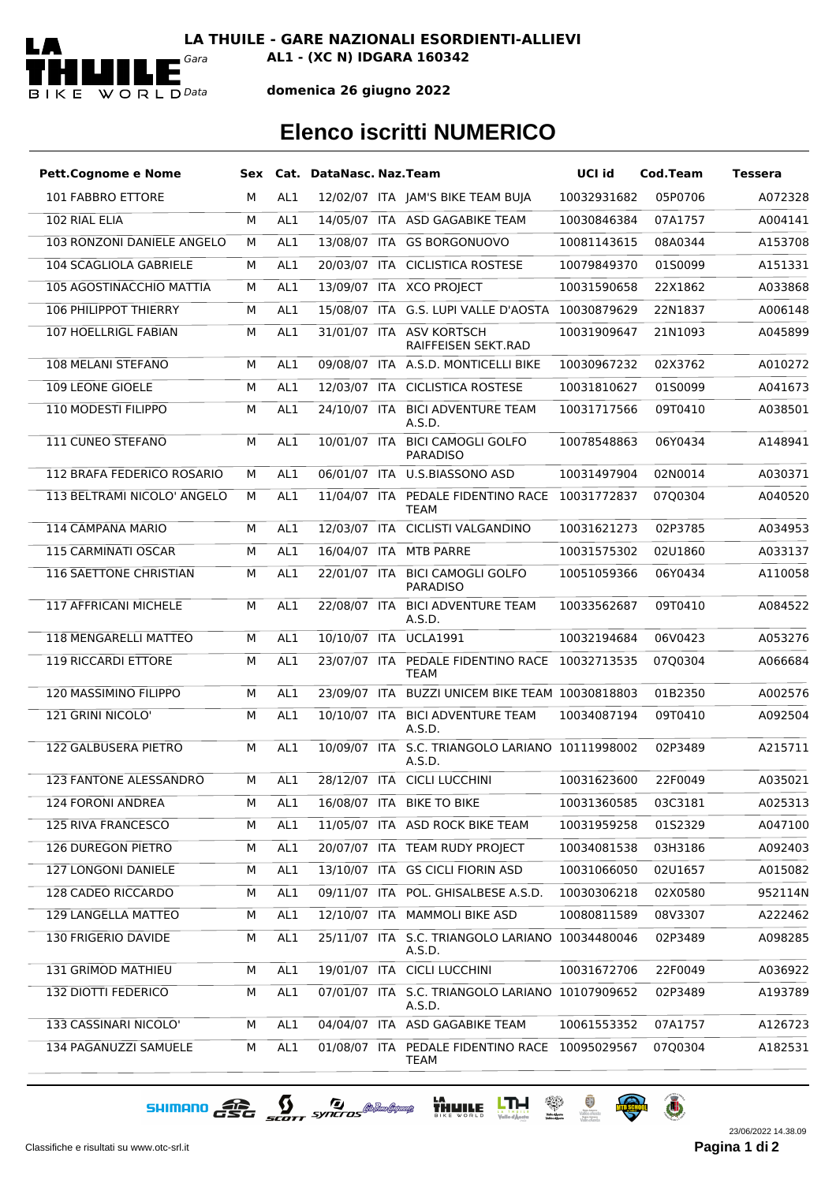**LA THUILE - GARE NAZIONALI ESORDIENTI-ALLIEVI**

*Gara* **AL1 - (XC N) IDGARA 160342**

*Data* **domenica 26 giugno 2022**

# Elenco iscritti NUMERICO

| Pett.Cognome e Nome | Sex | Cat. | DataNasc. | Naz. | Team | UCI id | Cod.Team | Tessera |
|---|---|---|---|---|---|---|---|---|
| 101 FABBRO ETTORE | M | AL1 | 12/02/07 | ITA | JAM'S BIKE TEAM BUJA | 10032931682 | 05P0706 | A072328 |
| 102 RIAL ELIA | M | AL1 | 14/05/07 | ITA | ASD GAGABIKE TEAM | 10030846384 | 07A1757 | A004141 |
| 103 RONZONI DANIELE ANGELO | M | AL1 | 13/08/07 | ITA | GS BORGONUOVO | 10081143615 | 08A0344 | A153708 |
| 104 SCAGLIOLA GABRIELE | M | AL1 | 20/03/07 | ITA | CICLISTICA ROSTESE | 10079849370 | 01S0099 | A151331 |
| 105 AGOSTINACCHIO MATTIA | M | AL1 | 13/09/07 | ITA | XCO PROJECT | 10031590658 | 22X1862 | A033868 |
| 106 PHILIPPOT THIERRY | M | AL1 | 15/08/07 | ITA | G.S. LUPI VALLE D'AOSTA | 10030879629 | 22N1837 | A006148 |
| 107 HOELLRIGL FABIAN | M | AL1 | 31/01/07 | ITA | ASV KORTSCH RAIFFEISEN SEKT.RAD | 10031909647 | 21N1093 | A045899 |
| 108 MELANI STEFANO | M | AL1 | 09/08/07 | ITA | A.S.D. MONTICELLI BIKE | 10030967232 | 02X3762 | A010272 |
| 109 LEONE GIOELE | M | AL1 | 12/03/07 | ITA | CICLISTICA ROSTESE | 10031810627 | 01S0099 | A041673 |
| 110 MODESTI FILIPPO | M | AL1 | 24/10/07 | ITA | BICI ADVENTURE TEAM A.S.D. | 10031717566 | 09T0410 | A038501 |
| 111 CUNEO STEFANO | M | AL1 | 10/01/07 | ITA | BICI CAMOGLI GOLFO PARADISO | 10078548863 | 06Y0434 | A148941 |
| 112 BRAFA FEDERICO ROSARIO | M | AL1 | 06/01/07 | ITA | U.S.BIASSONO ASD | 10031497904 | 02N0014 | A030371 |
| 113 BELTRAMI NICOLO' ANGELO | M | AL1 | 11/04/07 | ITA | PEDALE FIDENTINO RACE TEAM | 10031772837 | 07Q0304 | A040520 |
| 114 CAMPANA MARIO | M | AL1 | 12/03/07 | ITA | CICLISTI VALGANDINO | 10031621273 | 02P3785 | A034953 |
| 115 CARMINATI OSCAR | M | AL1 | 16/04/07 | ITA | MTB PARRE | 10031575302 | 02U1860 | A033137 |
| 116 SAETTONE CHRISTIAN | M | AL1 | 22/01/07 | ITA | BICI CAMOGLI GOLFO PARADISO | 10051059366 | 06Y0434 | A110058 |
| 117 AFFRICANI MICHELE | M | AL1 | 22/08/07 | ITA | BICI ADVENTURE TEAM A.S.D. | 10033562687 | 09T0410 | A084522 |
| 118 MENGARELLI MATTEO | M | AL1 | 10/10/07 | ITA | UCLA1991 | 10032194684 | 06V0423 | A053276 |
| 119 RICCARDI ETTORE | M | AL1 | 23/07/07 | ITA | PEDALE FIDENTINO RACE TEAM | 10032713535 | 07Q0304 | A066684 |
| 120 MASSIMINO FILIPPO | M | AL1 | 23/09/07 | ITA | BUZZI UNICEM BIKE TEAM | 10030818803 | 01B2350 | A002576 |
| 121 GRINI NICOLO' | M | AL1 | 10/10/07 | ITA | BICI ADVENTURE TEAM A.S.D. | 10034087194 | 09T0410 | A092504 |
| 122 GALBUSERA PIETRO | M | AL1 | 10/09/07 | ITA | S.C. TRIANGOLO LARIANO A.S.D. | 10111998002 | 02P3489 | A215711 |
| 123 FANTONE ALESSANDRO | M | AL1 | 28/12/07 | ITA | CICLI LUCCHINI | 10031623600 | 22F0049 | A035021 |
| 124 FORONI ANDREA | M | AL1 | 16/08/07 | ITA | BIKE TO BIKE | 10031360585 | 03C3181 | A025313 |
| 125 RIVA FRANCESCO | M | AL1 | 11/05/07 | ITA | ASD ROCK BIKE TEAM | 10031959258 | 01S2329 | A047100 |
| 126 DUREGON PIETRO | M | AL1 | 20/07/07 | ITA | TEAM RUDY PROJECT | 10034081538 | 03H3186 | A092403 |
| 127 LONGONI DANIELE | M | AL1 | 13/10/07 | ITA | GS CICLI FIORIN ASD | 10031066050 | 02U1657 | A015082 |
| 128 CADEO RICCARDO | M | AL1 | 09/11/07 | ITA | POL. GHISALBESE A.S.D. | 10030306218 | 02X0580 | 952114N |
| 129 LANGELLA MATTEO | M | AL1 | 12/10/07 | ITA | MAMMOLI BIKE ASD | 10080811589 | 08V3307 | A222462 |
| 130 FRIGERIO DAVIDE | M | AL1 | 25/11/07 | ITA | S.C. TRIANGOLO LARIANO A.S.D. | 10034480046 | 02P3489 | A098285 |
| 131 GRIMOD MATHIEU | M | AL1 | 19/01/07 | ITA | CICLI LUCCHINI | 10031672706 | 22F0049 | A036922 |
| 132 DIOTTI FEDERICO | M | AL1 | 07/01/07 | ITA | S.C. TRIANGOLO LARIANO A.S.D. | 10107909652 | 02P3489 | A193789 |
| 133 CASSINARI NICOLO' | M | AL1 | 04/04/07 | ITA | ASD GAGABIKE TEAM | 10061553352 | 07A1757 | A126723 |
| 134 PAGANUZZI SAMUELE | M | AL1 | 01/08/07 | ITA | PEDALE FIDENTINO RACE TEAM | 10095029567 | 07Q0304 | A182531 |

Classifiche e risultati su www.otc-srl.it

23/06/2022 14.38.09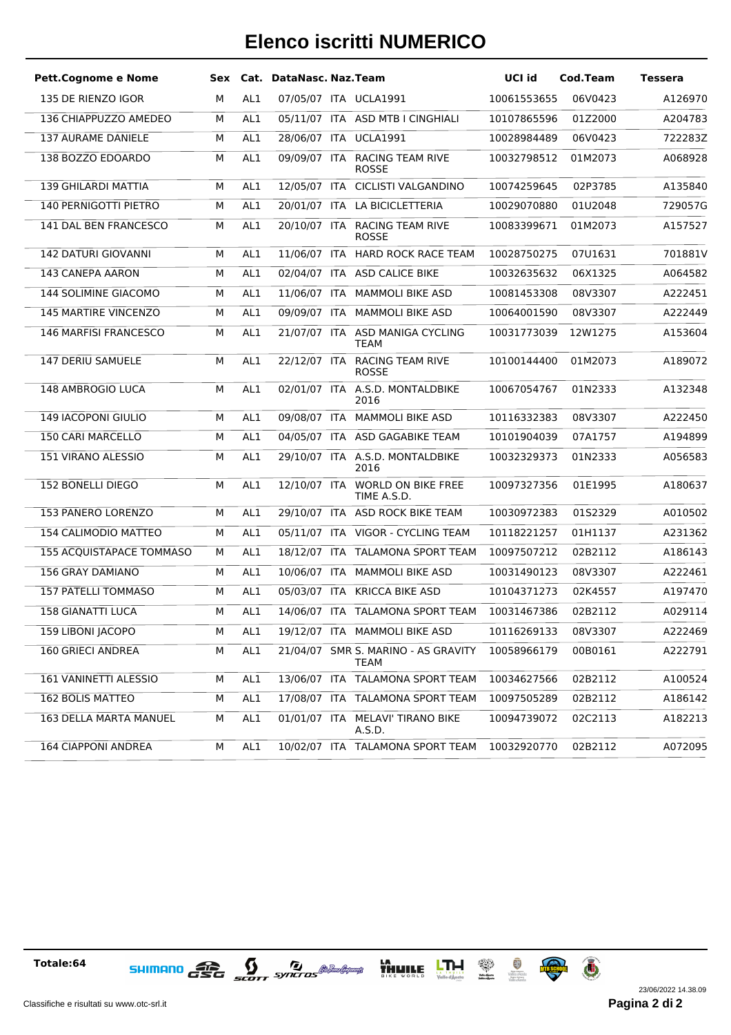# Elenco iscritti NUMERICO

| Pett.Cognome e Nome | Sex | Cat. | DataNasc. | Naz. | Team | UCI id | Cod.Team | Tessera |
|---|---|---|---|---|---|---|---|---|
| 135 DE RIENZO IGOR | M | AL1 | 07/05/07 | ITA | UCLA1991 | 10061553655 | 06V0423 | A126970 |
| 136 CHIAPPUZZO AMEDEO | M | AL1 | 05/11/07 | ITA | ASD MTB I CINGHIALI | 10107865596 | 01Z2000 | A204783 |
| 137 AURAME DANIELE | M | AL1 | 28/06/07 | ITA | UCLA1991 | 10028984489 | 06V0423 | 722283Z |
| 138 BOZZO EDOARDO | M | AL1 | 09/09/07 | ITA | RACING TEAM RIVE ROSSE | 10032798512 | 01M2073 | A068928 |
| 139 GHILARDI MATTIA | M | AL1 | 12/05/07 | ITA | CICLISTI VALGANDINO | 10074259645 | 02P3785 | A135840 |
| 140 PERNIGOTTI PIETRO | M | AL1 | 20/01/07 | ITA | LA BICICLETTERIA | 10029070880 | 01U2048 | 729057G |
| 141 DAL BEN FRANCESCO | M | AL1 | 20/10/07 | ITA | RACING TEAM RIVE ROSSE | 10083399671 | 01M2073 | A157527 |
| 142 DATURI GIOVANNI | M | AL1 | 11/06/07 | ITA | HARD ROCK RACE TEAM | 10028750275 | 07U1631 | 701881V |
| 143 CANEPA AARON | M | AL1 | 02/04/07 | ITA | ASD CALICE BIKE | 10032635632 | 06X1325 | A064582 |
| 144 SOLIMINE GIACOMO | M | AL1 | 11/06/07 | ITA | MAMMOLI BIKE ASD | 10081453308 | 08V3307 | A222451 |
| 145 MARTIRE VINCENZO | M | AL1 | 09/09/07 | ITA | MAMMOLI BIKE ASD | 10064001590 | 08V3307 | A222449 |
| 146 MARFISI FRANCESCO | M | AL1 | 21/07/07 | ITA | ASD MANIGA CYCLING TEAM | 10031773039 | 12W1275 | A153604 |
| 147 DERIU SAMUELE | M | AL1 | 22/12/07 | ITA | RACING TEAM RIVE ROSSE | 10100144400 | 01M2073 | A189072 |
| 148 AMBROGIO LUCA | M | AL1 | 02/01/07 | ITA | A.S.D. MONTALDBIKE 2016 | 10067054767 | 01N2333 | A132348 |
| 149 IACOPONI GIULIO | M | AL1 | 09/08/07 | ITA | MAMMOLI BIKE ASD | 10116332383 | 08V3307 | A222450 |
| 150 CARI MARCELLO | M | AL1 | 04/05/07 | ITA | ASD GAGABIKE TEAM | 10101904039 | 07A1757 | A194899 |
| 151 VIRANO ALESSIO | M | AL1 | 29/10/07 | ITA | A.S.D. MONTALDBIKE 2016 | 10032329373 | 01N2333 | A056583 |
| 152 BONELLI DIEGO | M | AL1 | 12/10/07 | ITA | WORLD ON BIKE FREE TIME A.S.D. | 10097327356 | 01E1995 | A180637 |
| 153 PANERO LORENZO | M | AL1 | 29/10/07 | ITA | ASD ROCK BIKE TEAM | 10030972383 | 01S2329 | A010502 |
| 154 CALIMODIO MATTEO | M | AL1 | 05/11/07 | ITA | VIGOR - CYCLING TEAM | 10118221257 | 01H1137 | A231362 |
| 155 ACQUISTAPACE TOMMASO | M | AL1 | 18/12/07 | ITA | TALAMONA SPORT TEAM | 10097507212 | 02B2112 | A186143 |
| 156 GRAY DAMIANO | M | AL1 | 10/06/07 | ITA | MAMMOLI BIKE ASD | 10031490123 | 08V3307 | A222461 |
| 157 PATELLI TOMMASO | M | AL1 | 05/03/07 | ITA | KRICCA BIKE ASD | 10104371273 | 02K4557 | A197470 |
| 158 GIANATTI LUCA | M | AL1 | 14/06/07 | ITA | TALAMONA SPORT TEAM | 10031467386 | 02B2112 | A029114 |
| 159 LIBONI JACOPO | M | AL1 | 19/12/07 | ITA | MAMMOLI BIKE ASD | 10116269133 | 08V3307 | A222469 |
| 160 GRIECI ANDREA | M | AL1 | 21/04/07 | SMR | S. MARINO - AS GRAVITY TEAM | 10058966179 | 00B0161 | A222791 |
| 161 VANINETTI ALESSIO | M | AL1 | 13/06/07 | ITA | TALAMONA SPORT TEAM | 10034627566 | 02B2112 | A100524 |
| 162 BOLIS MATTEO | M | AL1 | 17/08/07 | ITA | TALAMONA SPORT TEAM | 10097505289 | 02B2112 | A186142 |
| 163 DELLA MARTA MANUEL | M | AL1 | 01/01/07 | ITA | MELAVI' TIRANO BIKE A.S.D. | 10094739072 | 02C2113 | A182213 |
| 164 CIAPPONI ANDREA | M | AL1 | 10/02/07 | ITA | TALAMONA SPORT TEAM | 10032920770 | 02B2112 | A072095 |

**Totale:64**

23/06/2022 14.38.09

Classifiche e risultati su www.otc-srl.it